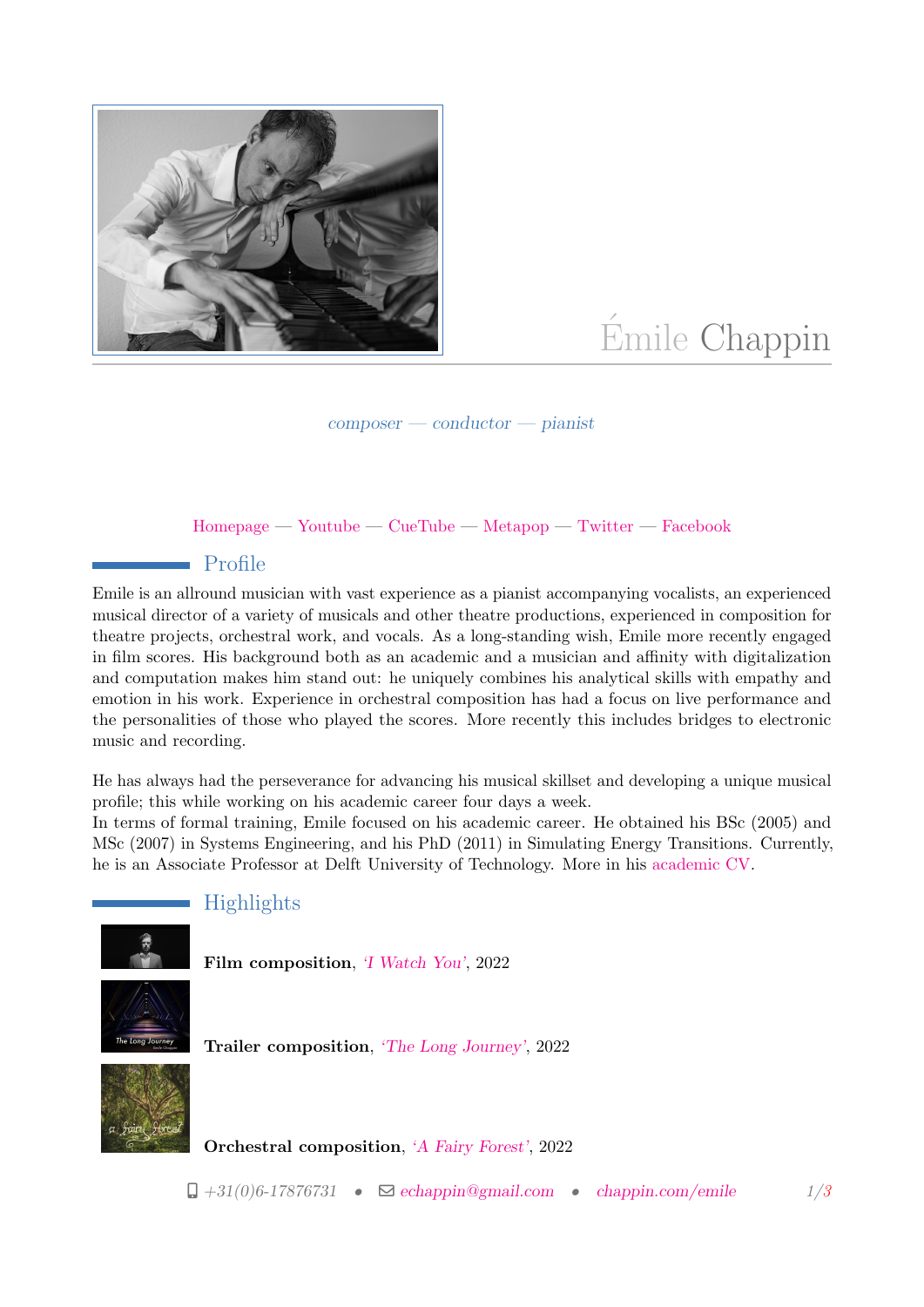# Émile Chappin

*composer — conductor — pianist*

Homepage — Youtube — CueTube — Metapop — Twitter — Facebook

## Profile

Emile is an allround musician with vast experience as a pianist accompanying vocalists, an experienced musical director of a variety of musicals and other theatre productions, experienced in composition for theatre projects, orchestral work, and vocals. As a long-standing wish, Emile more recently engaged in film scores. His background both as an academic and a musician and affinity with digitalization and computation makes him stand out: he uniquely combines his analytical skills with empathy and emotion in his work. Experience in orchestral composition has had a focus on live performance and the personalities of those who played the scores. More recently this includes bridges to electronic music and recording.

He has always had the perseverance for advancing his musical skillset and developing a unique musical profile; this while working on his academic career four days a week.
In terms of formal training, Emile focused on his academic career. He obtained his BSc (2005) and MSc (2007) in Systems Engineering, and his PhD (2011) in Simulating Energy Transitions. Currently, he is an Associate Professor at Delft University of Technology. More in his academic CV.

## Highlights

**Film composition**, *'I Watch You'*, 2022

**Trailer composition**, *'The Long Journey'*, 2022

**Orchestral composition**, *'A Fairy Forest'*, 2022

*+31(0)6-17876731* • echappin@gmail.com • *chappin.com/emile*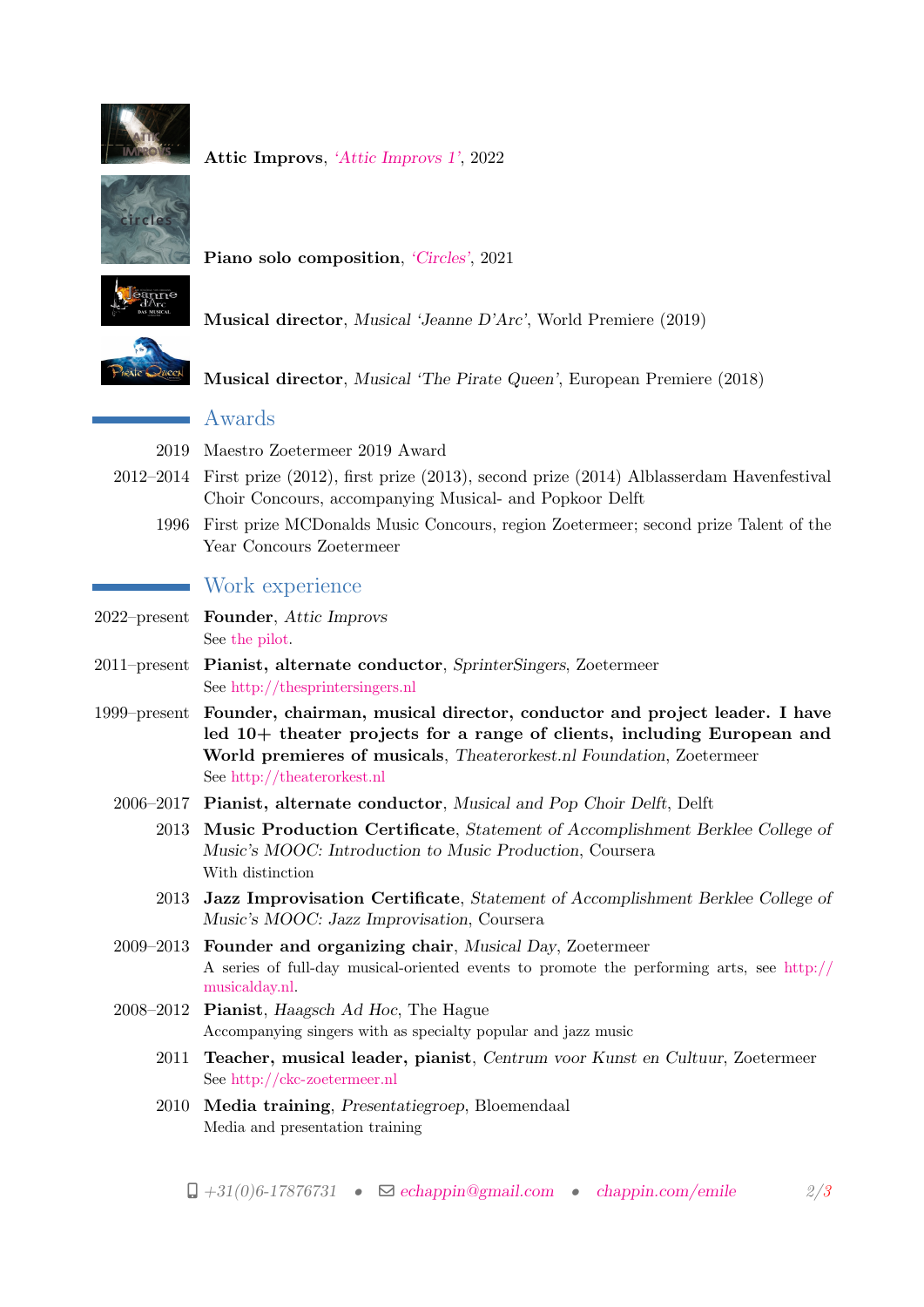**Attic Improvs**, *'Attic Improvs 1'*, 2022

**Piano solo composition**, *'Circles'*, 2021

**Musical director**, *Musical 'Jeanne D'Arc'*, World Premiere (2019)

**Musical director**, *Musical 'The Pirate Queen'*, European Premiere (2018)

## Awards

2019 Maestro Zoetermeer 2019 Award

2012–2014 First prize (2012), first prize (2013), second prize (2014) Alblasserdam Havenfestival Choir Concours, accompanying Musical- and Popkoor Delft

1996 First prize MCDonalds Music Concours, region Zoetermeer; second prize Talent of the Year Concours Zoetermeer

## Work experience

2022–present **Founder**, *Attic Improvs*
See the pilot.

2011–present **Pianist, alternate conductor**, *SprinterSingers*, Zoetermeer
See http://thesprintersingers.nl

1999–present **Founder, chairman, musical director, conductor and project leader. I have led 10+ theater projects for a range of clients, including European and World premieres of musicals**, *Theaterorkest.nl Foundation*, Zoetermeer
See http://theaterorkest.nl

2006–2017 **Pianist, alternate conductor**, *Musical and Pop Choir Delft*, Delft

2013 **Music Production Certificate**, *Statement of Accomplishment Berklee College of Music's MOOC: Introduction to Music Production*, Coursera
With distinction

2013 **Jazz Improvisation Certificate**, *Statement of Accomplishment Berklee College of Music's MOOC: Jazz Improvisation*, Coursera

2009–2013 **Founder and organizing chair**, *Musical Day*, Zoetermeer
A series of full-day musical-oriented events to promote the performing arts, see http://musicalday.nl.

2008–2012 **Pianist**, *Haagsch Ad Hoc*, The Hague
Accompanying singers with as specialty popular and jazz music

2011 **Teacher, musical leader, pianist**, *Centrum voor Kunst en Cultuur*, Zoetermeer
See http://ckc-zoetermeer.nl

2010 **Media training**, *Presentatiegroep*, Bloemendaal
Media and presentation training

+31(0)6-17876731 • echappin@gmail.com • chappin.com/emile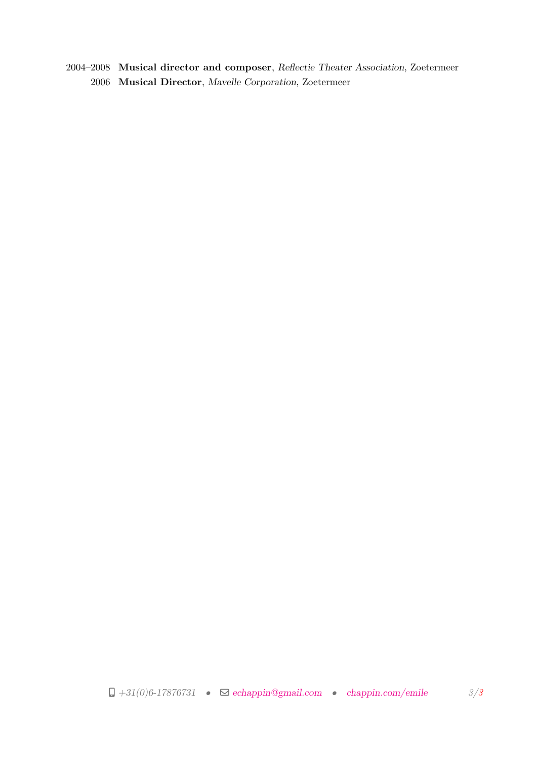2004–2008 **Musical director and composer**, *Reflectie Theater Association*, Zoetermeer

2006 **Musical Director**, *Mavelle Corporation*, Zoetermeer